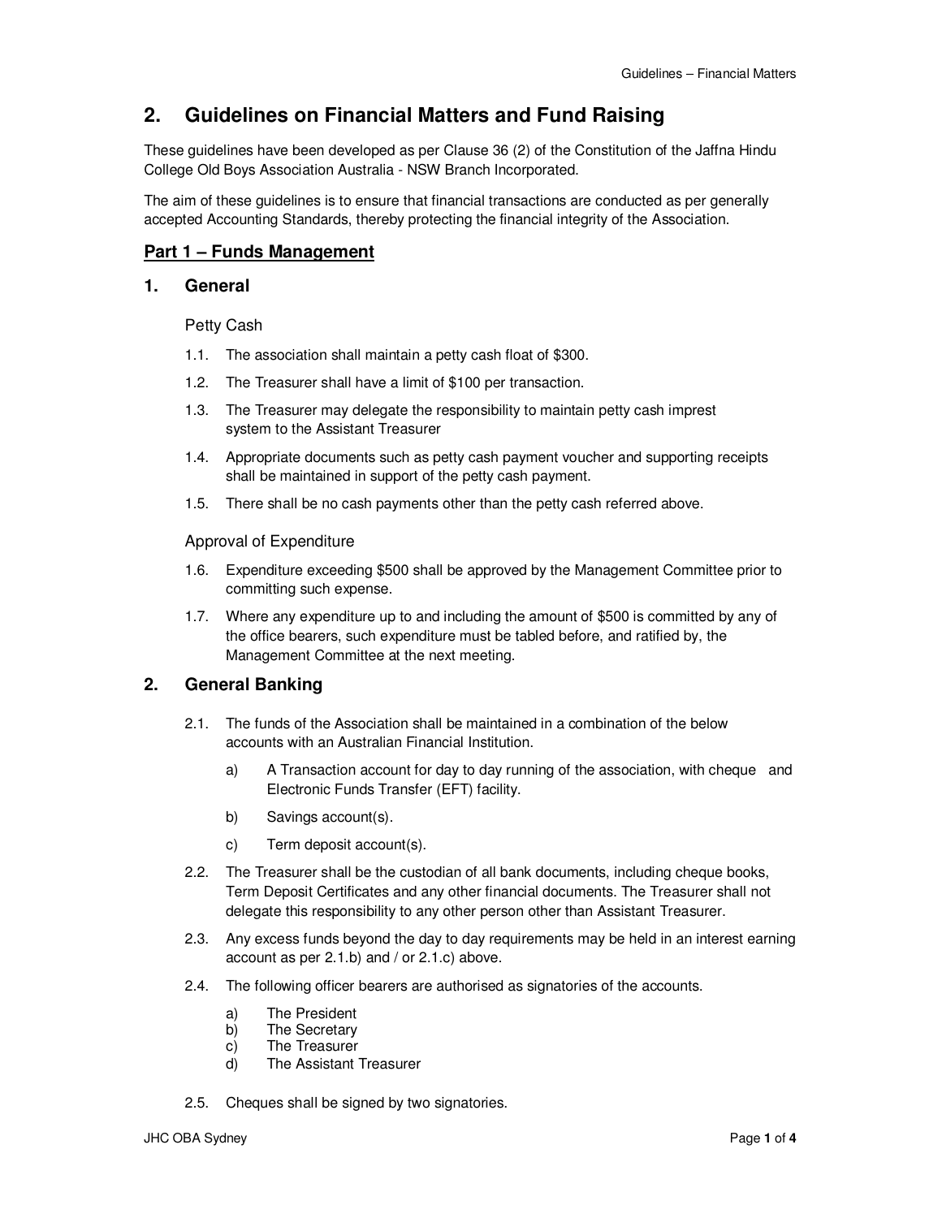# 2. Guidelines on Financial Matters and Fund Raising

These guidelines have been developed as per Clause 36 (2) of the Constitution of the Jaffna Hindu College Old Boys Association Australia - NSW Branch Incorporated.

The aim of these guidelines is to ensure that financial transactions are conducted as per generally accepted Accounting Standards, thereby protecting the financial integrity of the Association.

## Part 1 – Funds Management

## 1. General

### Petty Cash

1.1. The association shall maintain a petty cash float of $300.

1.2. The Treasurer shall have a limit of $100 per transaction.

1.3. The Treasurer may delegate the responsibility to maintain petty cash imprest system to the Assistant Treasurer

1.4. Appropriate documents such as petty cash payment voucher and supporting receipts shall be maintained in support of the petty cash payment.

1.5. There shall be no cash payments other than the petty cash referred above.

### Approval of Expenditure

1.6. Expenditure exceeding $500 shall be approved by the Management Committee prior to committing such expense.

1.7. Where any expenditure up to and including the amount of $500 is committed by any of the office bearers, such expenditure must be tabled before, and ratified by, the Management Committee at the next meeting.

## 2. General Banking

2.1. The funds of the Association shall be maintained in a combination of the below accounts with an Australian Financial Institution.

a) A Transaction account for day to day running of the association, with cheque and Electronic Funds Transfer (EFT) facility.

b) Savings account(s).

c) Term deposit account(s).

2.2. The Treasurer shall be the custodian of all bank documents, including cheque books, Term Deposit Certificates and any other financial documents. The Treasurer shall not delegate this responsibility to any other person other than Assistant Treasurer.

2.3. Any excess funds beyond the day to day requirements may be held in an interest earning account as per 2.1.b) and / or 2.1.c) above.

2.4. The following officer bearers are authorised as signatories of the accounts.

a) The President
b) The Secretary
c) The Treasurer
d) The Assistant Treasurer

2.5. Cheques shall be signed by two signatories.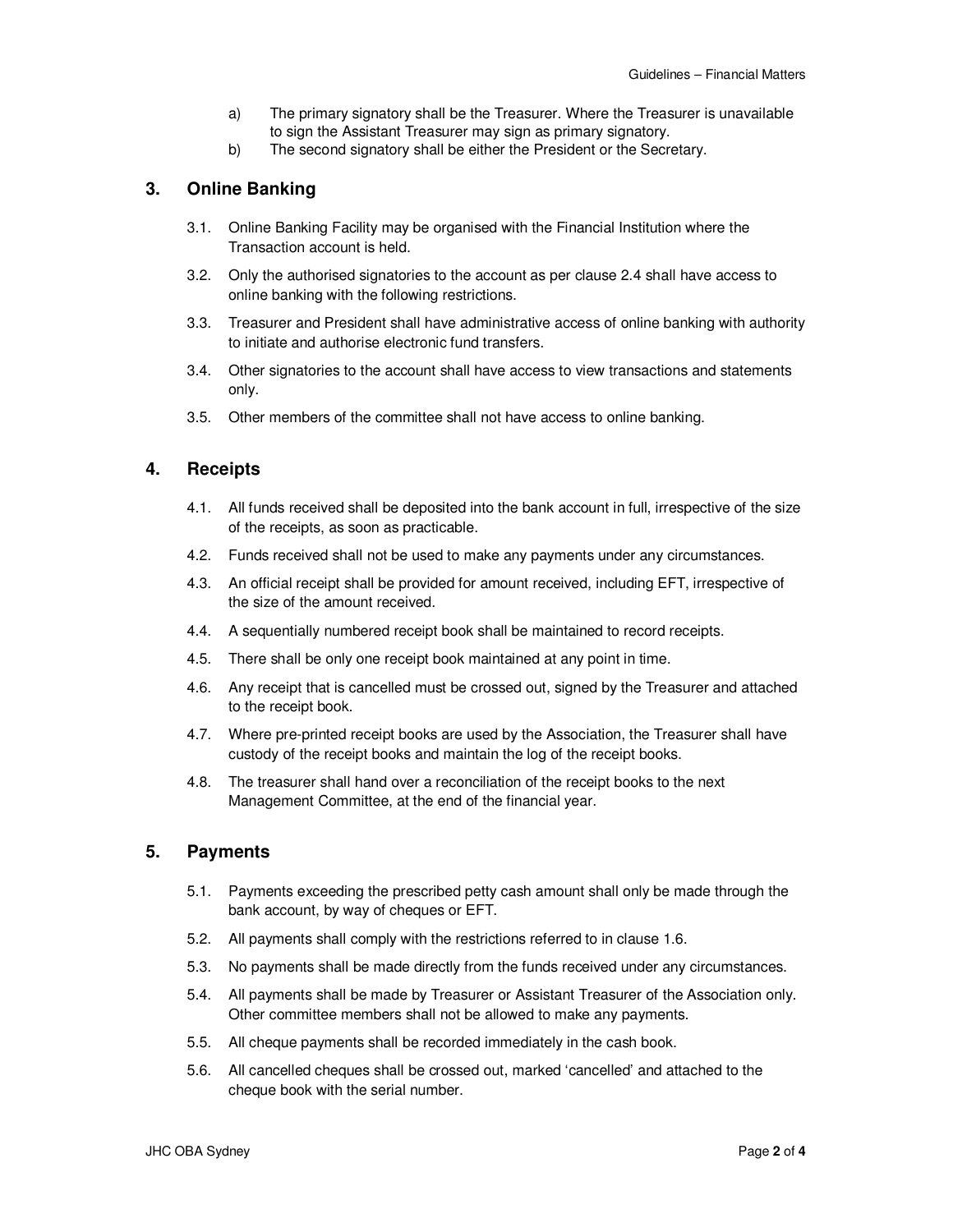a) The primary signatory shall be the Treasurer. Where the Treasurer is unavailable to sign the Assistant Treasurer may sign as primary signatory.

b) The second signatory shall be either the President or the Secretary.

## 3. Online Banking

3.1. Online Banking Facility may be organised with the Financial Institution where the Transaction account is held.

3.2. Only the authorised signatories to the account as per clause 2.4 shall have access to online banking with the following restrictions.

3.3. Treasurer and President shall have administrative access of online banking with authority to initiate and authorise electronic fund transfers.

3.4. Other signatories to the account shall have access to view transactions and statements only.

3.5. Other members of the committee shall not have access to online banking.

## 4. Receipts

4.1. All funds received shall be deposited into the bank account in full, irrespective of the size of the receipts, as soon as practicable.

4.2. Funds received shall not be used to make any payments under any circumstances.

4.3. An official receipt shall be provided for amount received, including EFT, irrespective of the size of the amount received.

4.4. A sequentially numbered receipt book shall be maintained to record receipts.

4.5. There shall be only one receipt book maintained at any point in time.

4.6. Any receipt that is cancelled must be crossed out, signed by the Treasurer and attached to the receipt book.

4.7. Where pre-printed receipt books are used by the Association, the Treasurer shall have custody of the receipt books and maintain the log of the receipt books.

4.8. The treasurer shall hand over a reconciliation of the receipt books to the next Management Committee, at the end of the financial year.

## 5. Payments

5.1. Payments exceeding the prescribed petty cash amount shall only be made through the bank account, by way of cheques or EFT.

5.2. All payments shall comply with the restrictions referred to in clause 1.6.

5.3. No payments shall be made directly from the funds received under any circumstances.

5.4. All payments shall be made by Treasurer or Assistant Treasurer of the Association only. Other committee members shall not be allowed to make any payments.

5.5. All cheque payments shall be recorded immediately in the cash book.

5.6. All cancelled cheques shall be crossed out, marked 'cancelled' and attached to the cheque book with the serial number.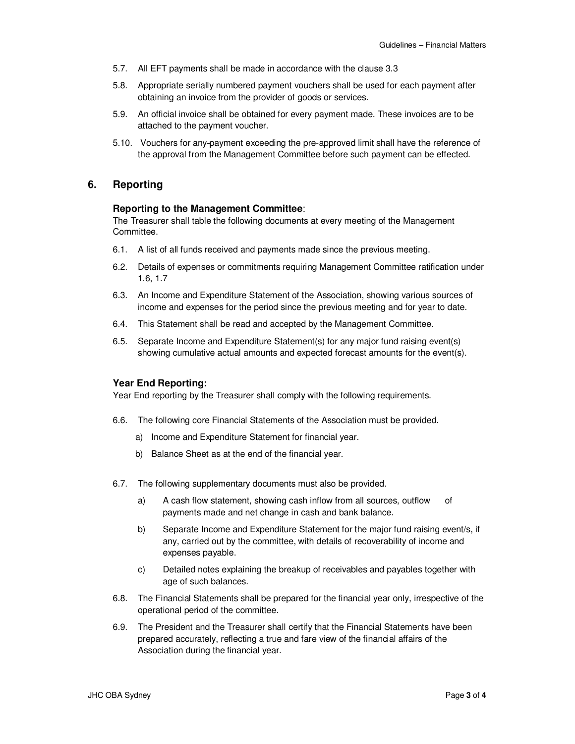5.7. All EFT payments shall be made in accordance with the clause 3.3

5.8. Appropriate serially numbered payment vouchers shall be used for each payment after obtaining an invoice from the provider of goods or services.

5.9. An official invoice shall be obtained for every payment made. These invoices are to be attached to the payment voucher.

5.10. Vouchers for any-payment exceeding the pre-approved limit shall have the reference of the approval from the Management Committee before such payment can be effected.

## 6. Reporting

### Reporting to the Management Committee:

The Treasurer shall table the following documents at every meeting of the Management Committee.

6.1. A list of all funds received and payments made since the previous meeting.

6.2. Details of expenses or commitments requiring Management Committee ratification under 1.6, 1.7

6.3. An Income and Expenditure Statement of the Association, showing various sources of income and expenses for the period since the previous meeting and for year to date.

6.4. This Statement shall be read and accepted by the Management Committee.

6.5. Separate Income and Expenditure Statement(s) for any major fund raising event(s) showing cumulative actual amounts and expected forecast amounts for the event(s).

### Year End Reporting:

Year End reporting by the Treasurer shall comply with the following requirements.

6.6. The following core Financial Statements of the Association must be provided.

a) Income and Expenditure Statement for financial year.

b) Balance Sheet as at the end of the financial year.

6.7. The following supplementary documents must also be provided.

a) A cash flow statement, showing cash inflow from all sources, outflow of payments made and net change in cash and bank balance.

b) Separate Income and Expenditure Statement for the major fund raising event/s, if any, carried out by the committee, with details of recoverability of income and expenses payable.

c) Detailed notes explaining the breakup of receivables and payables together with age of such balances.

6.8. The Financial Statements shall be prepared for the financial year only, irrespective of the operational period of the committee.

6.9. The President and the Treasurer shall certify that the Financial Statements have been prepared accurately, reflecting a true and fare view of the financial affairs of the Association during the financial year.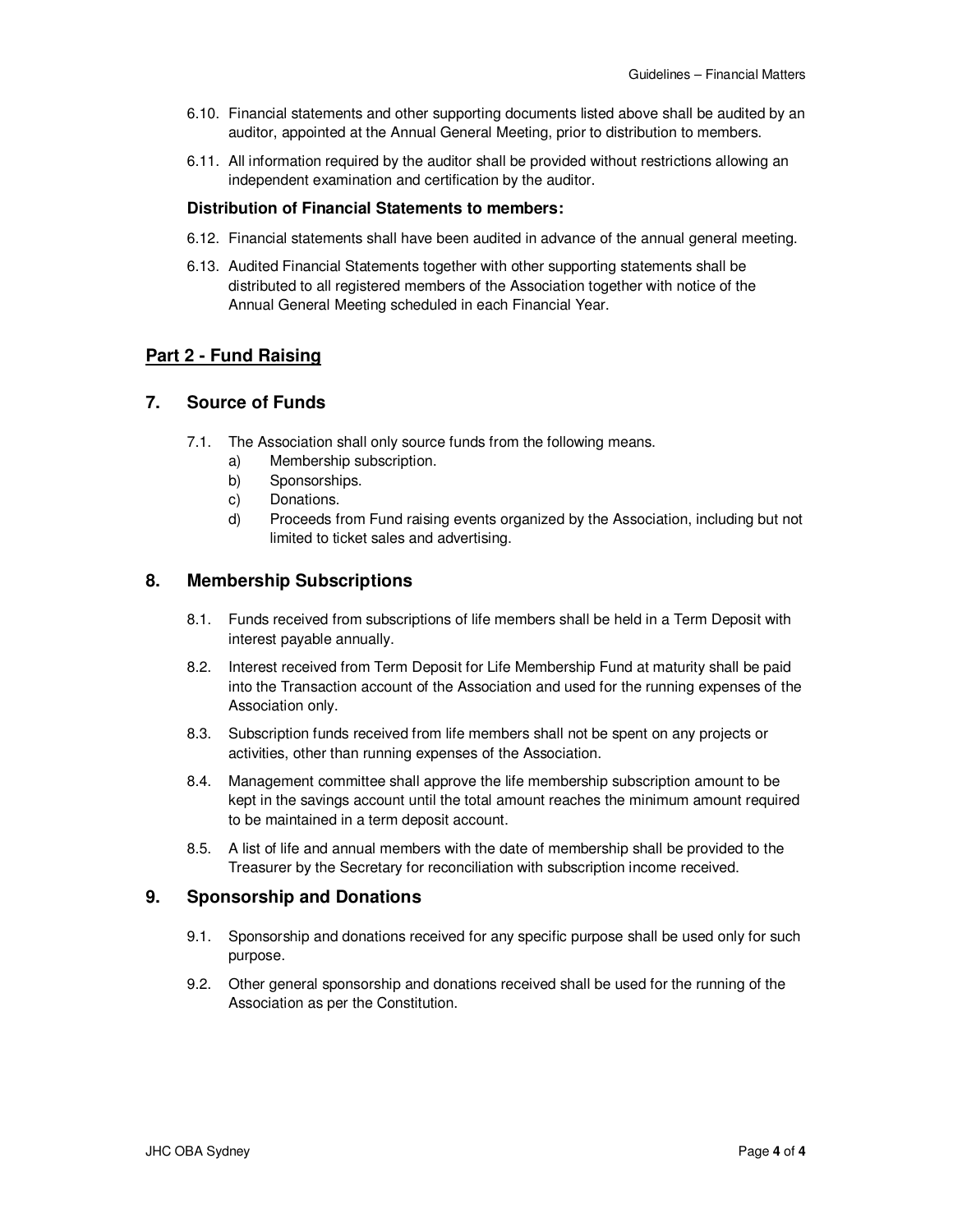6.10. Financial statements and other supporting documents listed above shall be audited by an auditor, appointed at the Annual General Meeting, prior to distribution to members.

6.11. All information required by the auditor shall be provided without restrictions allowing an independent examination and certification by the auditor.

**Distribution of Financial Statements to members:**

6.12. Financial statements shall have been audited in advance of the annual general meeting.

6.13. Audited Financial Statements together with other supporting statements shall be distributed to all registered members of the Association together with notice of the Annual General Meeting scheduled in each Financial Year.

## <u>Part 2 - Fund Raising</u>

## 7. Source of Funds

7.1. The Association shall only source funds from the following means.

a) Membership subscription.

b) Sponsorships.

c) Donations.

d) Proceeds from Fund raising events organized by the Association, including but not limited to ticket sales and advertising.

## 8. Membership Subscriptions

8.1. Funds received from subscriptions of life members shall be held in a Term Deposit with interest payable annually.

8.2. Interest received from Term Deposit for Life Membership Fund at maturity shall be paid into the Transaction account of the Association and used for the running expenses of the Association only.

8.3. Subscription funds received from life members shall not be spent on any projects or activities, other than running expenses of the Association.

8.4. Management committee shall approve the life membership subscription amount to be kept in the savings account until the total amount reaches the minimum amount required to be maintained in a term deposit account.

8.5. A list of life and annual members with the date of membership shall be provided to the Treasurer by the Secretary for reconciliation with subscription income received.

## 9. Sponsorship and Donations

9.1. Sponsorship and donations received for any specific purpose shall be used only for such purpose.

9.2. Other general sponsorship and donations received shall be used for the running of the Association as per the Constitution.